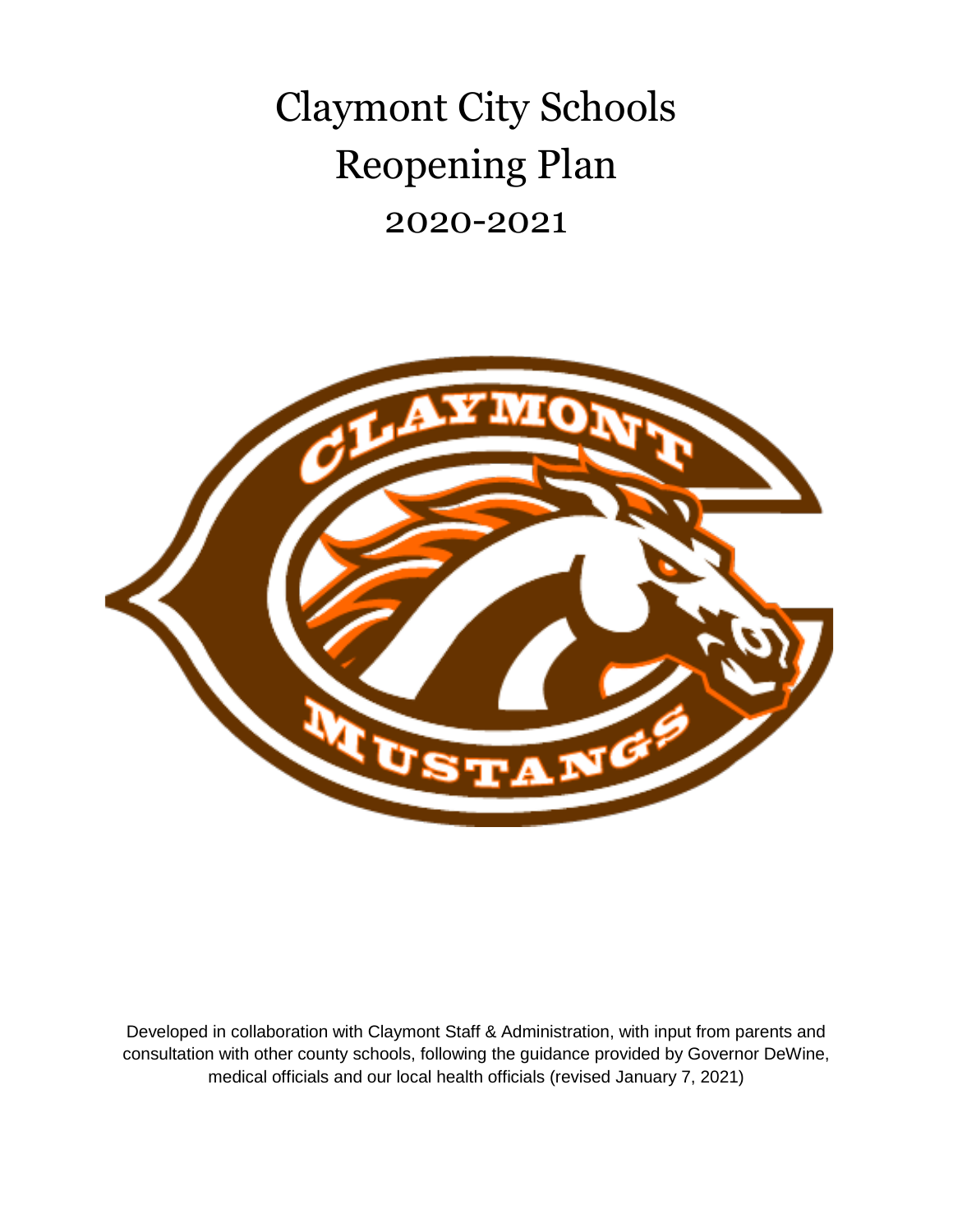# Claymont City Schools
# Reopening Plan
# 2020-2021

Developed in collaboration with Claymont Staff & Administration, with input from parents and consultation with other county schools, following the guidance provided by Governor DeWine, medical officials and our local health officials (revised January 7, 2021)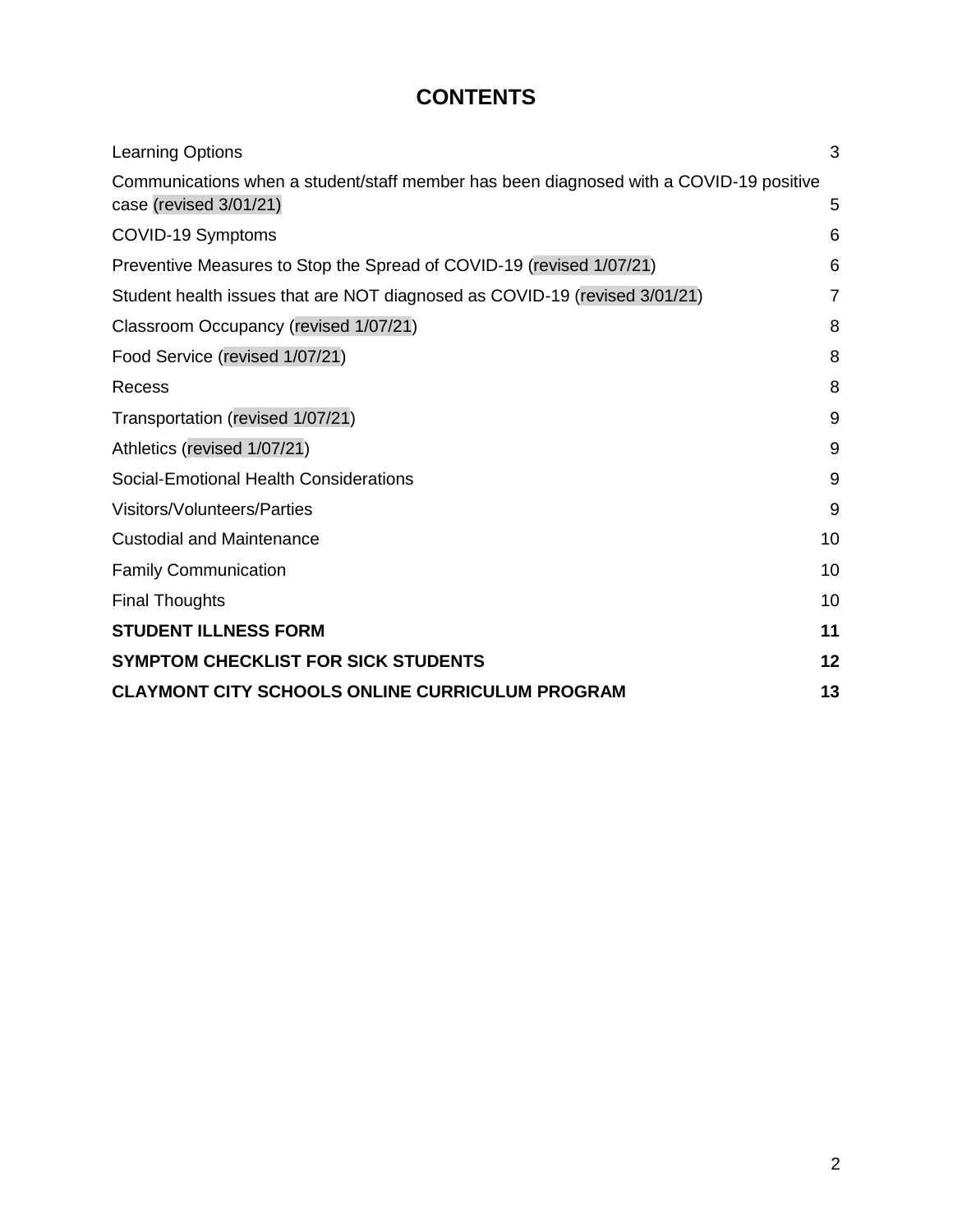# CONTENTS

| | |
|---|---|
| Learning Options | 3 |
| Communications when a student/staff member has been diagnosed with a COVID-19 positive case (revised 3/01/21) | 5 |
| COVID-19 Symptoms | 6 |
| Preventive Measures to Stop the Spread of COVID-19 (revised 1/07/21) | 6 |
| Student health issues that are NOT diagnosed as COVID-19 (revised 3/01/21) | 7 |
| Classroom Occupancy (revised 1/07/21) | 8 |
| Food Service (revised 1/07/21) | 8 |
| Recess | 8 |
| Transportation (revised 1/07/21) | 9 |
| Athletics (revised 1/07/21) | 9 |
| Social-Emotional Health Considerations | 9 |
| Visitors/Volunteers/Parties | 9 |
| Custodial and Maintenance | 10 |
| Family Communication | 10 |
| Final Thoughts | 10 |
| **STUDENT ILLNESS FORM** | **11** |
| **SYMPTOM CHECKLIST FOR SICK STUDENTS** | **12** |
| **CLAYMONT CITY SCHOOLS ONLINE CURRICULUM PROGRAM** | **13** |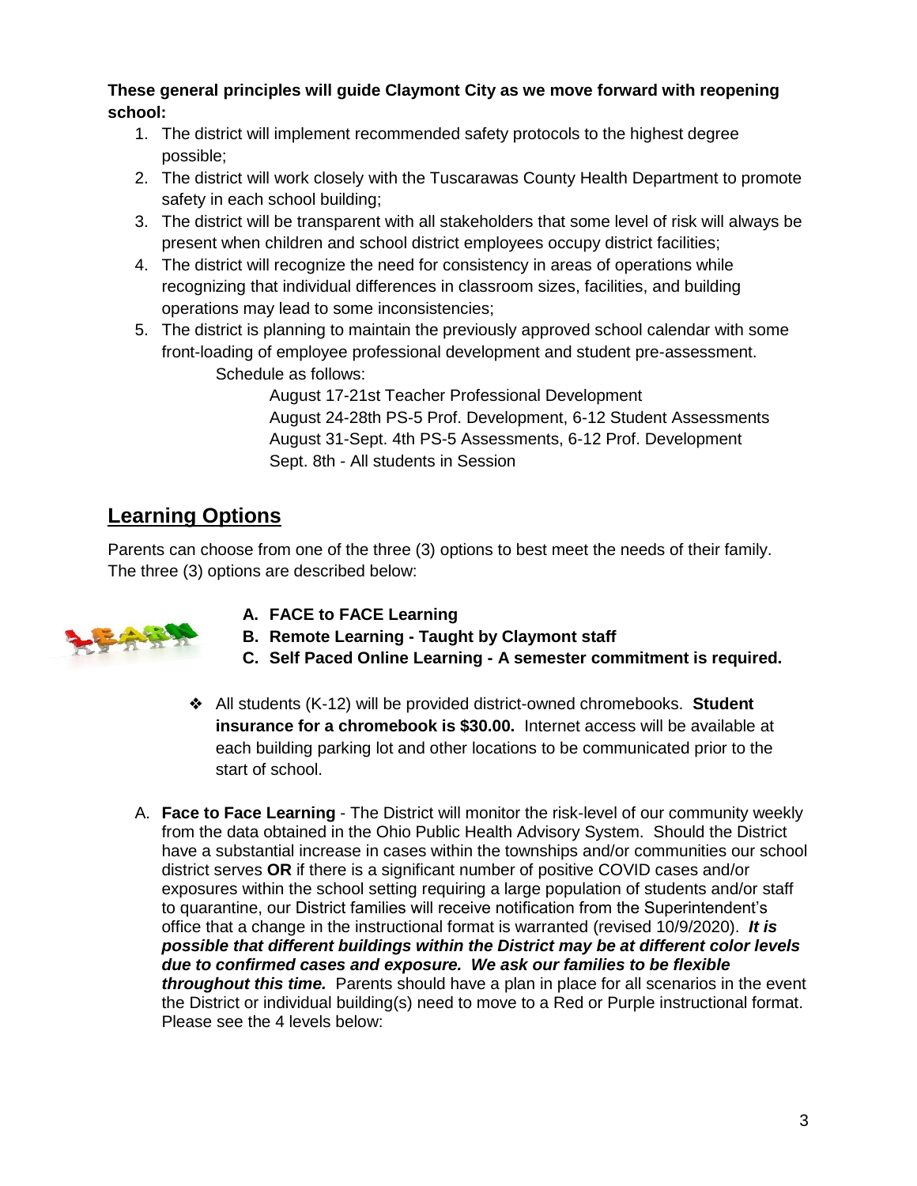**These general principles will guide Claymont City as we move forward with reopening school:**

1. The district will implement recommended safety protocols to the highest degree possible;
2. The district will work closely with the Tuscarawas County Health Department to promote safety in each school building;
3. The district will be transparent with all stakeholders that some level of risk will always be present when children and school district employees occupy district facilities;
4. The district will recognize the need for consistency in areas of operations while recognizing that individual differences in classroom sizes, facilities, and building operations may lead to some inconsistencies;
5. The district is planning to maintain the previously approved school calendar with some front-loading of employee professional development and student pre-assessment.

   Schedule as follows:

   August 17-21st Teacher Professional Development
   August 24-28th PS-5 Prof. Development, 6-12 Student Assessments
   August 31-Sept. 4th PS-5 Assessments, 6-12 Prof. Development
   Sept. 8th - All students in Session

## Learning Options

Parents can choose from one of the three (3) options to best meet the needs of their family. The three (3) options are described below:

A. **FACE to FACE Learning**
B. **Remote Learning - Taught by Claymont staff**
C. **Self Paced Online Learning - A semester commitment is required.**

- All students (K-12) will be provided district-owned chromebooks. **Student insurance for a chromebook is $30.00.** Internet access will be available at each building parking lot and other locations to be communicated prior to the start of school.

A. **Face to Face Learning** - The District will monitor the risk-level of our community weekly from the data obtained in the Ohio Public Health Advisory System. Should the District have a substantial increase in cases within the townships and/or communities our school district serves **OR** if there is a significant number of positive COVID cases and/or exposures within the school setting requiring a large population of students and/or staff to quarantine, our District families will receive notification from the Superintendent's office that a change in the instructional format is warranted (revised 10/9/2020). ***It is possible that different buildings within the District may be at different color levels due to confirmed cases and exposure. We ask our families to be flexible throughout this time.*** Parents should have a plan in place for all scenarios in the event the District or individual building(s) need to move to a Red or Purple instructional format. Please see the 4 levels below: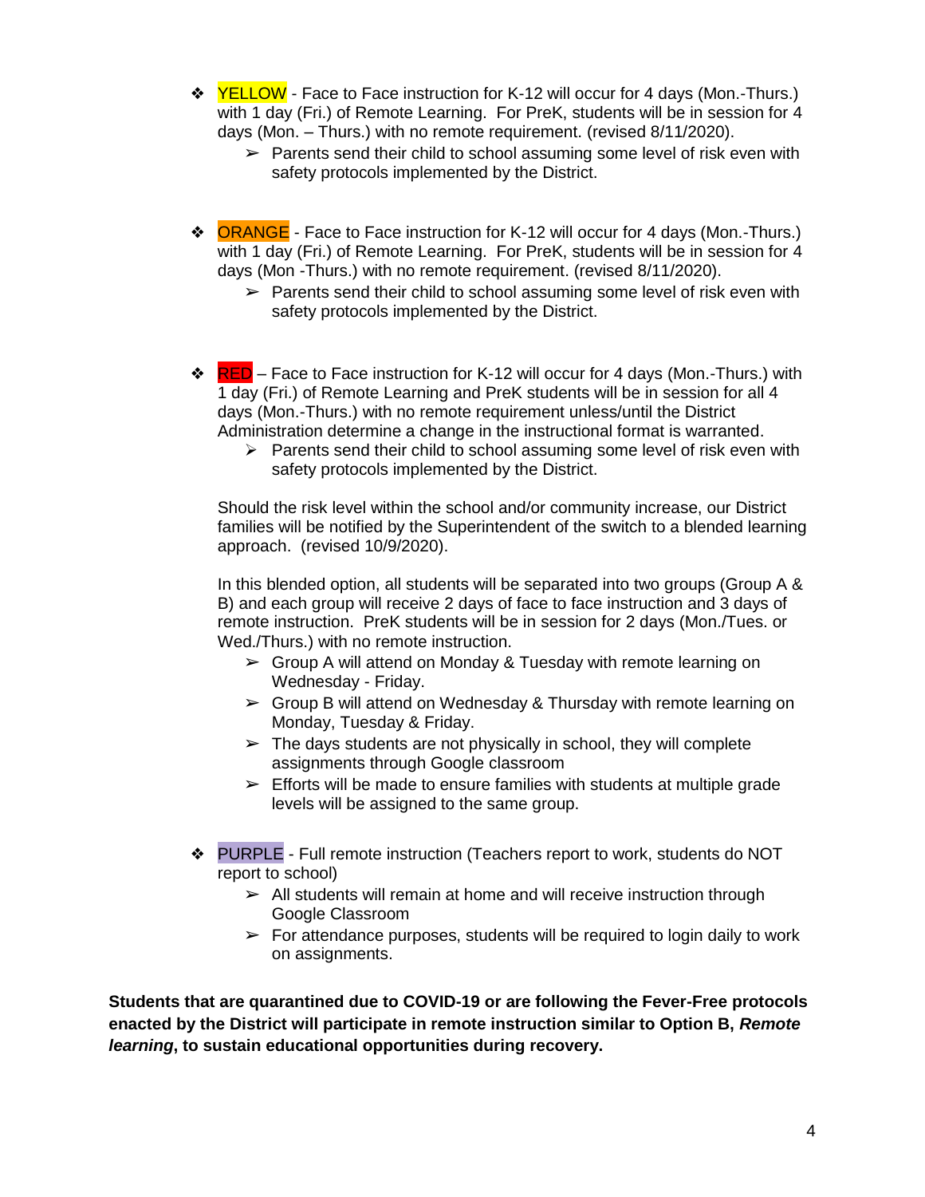- YELLOW - Face to Face instruction for K-12 will occur for 4 days (Mon.-Thurs.) with 1 day (Fri.) of Remote Learning. For PreK, students will be in session for 4 days (Mon. – Thurs.) with no remote requirement. (revised 8/11/2020).
  - Parents send their child to school assuming some level of risk even with safety protocols implemented by the District.

- ORANGE - Face to Face instruction for K-12 will occur for 4 days (Mon.-Thurs.) with 1 day (Fri.) of Remote Learning. For PreK, students will be in session for 4 days (Mon -Thurs.) with no remote requirement. (revised 8/11/2020).
  - Parents send their child to school assuming some level of risk even with safety protocols implemented by the District.

- RED – Face to Face instruction for K-12 will occur for 4 days (Mon.-Thurs.) with 1 day (Fri.) of Remote Learning and PreK students will be in session for all 4 days (Mon.-Thurs.) with no remote requirement unless/until the District Administration determine a change in the instructional format is warranted.
  - Parents send their child to school assuming some level of risk even with safety protocols implemented by the District.

  Should the risk level within the school and/or community increase, our District families will be notified by the Superintendent of the switch to a blended learning approach. (revised 10/9/2020).

  In this blended option, all students will be separated into two groups (Group A & B) and each group will receive 2 days of face to face instruction and 3 days of remote instruction. PreK students will be in session for 2 days (Mon./Tues. or Wed./Thurs.) with no remote instruction.
  - Group A will attend on Monday & Tuesday with remote learning on Wednesday - Friday.
  - Group B will attend on Wednesday & Thursday with remote learning on Monday, Tuesday & Friday.
  - The days students are not physically in school, they will complete assignments through Google classroom
  - Efforts will be made to ensure families with students at multiple grade levels will be assigned to the same group.

- PURPLE - Full remote instruction (Teachers report to work, students do NOT report to school)
  - All students will remain at home and will receive instruction through Google Classroom
  - For attendance purposes, students will be required to login daily to work on assignments.

**Students that are quarantined due to COVID-19 or are following the Fever-Free protocols enacted by the District will participate in remote instruction similar to Option B, *Remote learning*, to sustain educational opportunities during recovery.**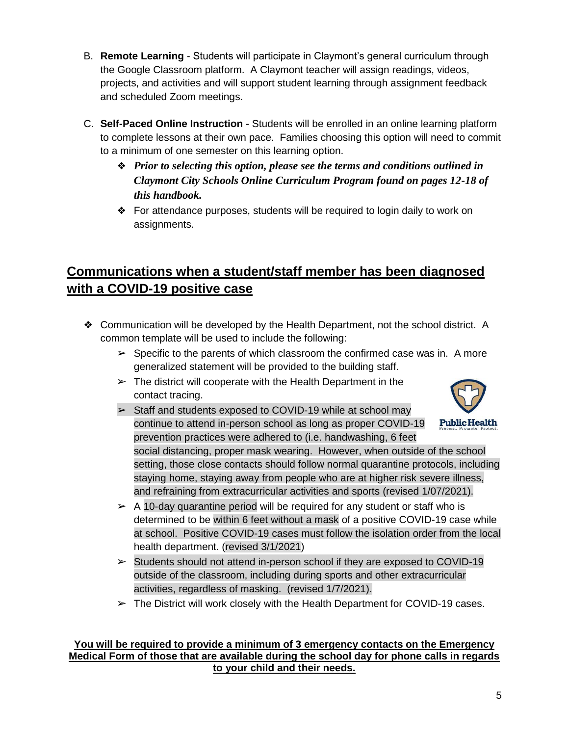B. **Remote Learning** - Students will participate in Claymont's general curriculum through the Google Classroom platform. A Claymont teacher will assign readings, videos, projects, and activities and will support student learning through assignment feedback and scheduled Zoom meetings.

C. **Self-Paced Online Instruction** - Students will be enrolled in an online learning platform to complete lessons at their own pace. Families choosing this option will need to commit to a minimum of one semester on this learning option.
   - ***Prior to selecting this option, please see the terms and conditions outlined in Claymont City Schools Online Curriculum Program found on pages 12-18 of this handbook.***
   - For attendance purposes, students will be required to login daily to work on assignments.

## Communications when a student/staff member has been diagnosed with a COVID-19 positive case

- Communication will be developed by the Health Department, not the school district. A common template will be used to include the following:
  - Specific to the parents of which classroom the confirmed case was in. A more generalized statement will be provided to the building staff.
  - The district will cooperate with the Health Department in the contact tracing.
  - Staff and students exposed to COVID-19 while at school may continue to attend in-person school as long as proper COVID-19 prevention practices were adhered to (i.e. handwashing, 6 feet social distancing, proper mask wearing. However, when outside of the school setting, those close contacts should follow normal quarantine protocols, including staying home, staying away from people who are at higher risk severe illness, and refraining from extracurricular activities and sports (revised 1/07/2021).
  - A 10-day quarantine period will be required for any student or staff who is determined to be within 6 feet without a mask of a positive COVID-19 case while at school. Positive COVID-19 cases must follow the isolation order from the local health department. (revised 3/1/2021)
  - Students should not attend in-person school if they are exposed to COVID-19 outside of the classroom, including during sports and other extracurricular activities, regardless of masking. (revised 1/7/2021).
  - The District will work closely with the Health Department for COVID-19 cases.

**You will be required to provide a minimum of 3 emergency contacts on the Emergency Medical Form of those that are available during the school day for phone calls in regards to your child and their needs.**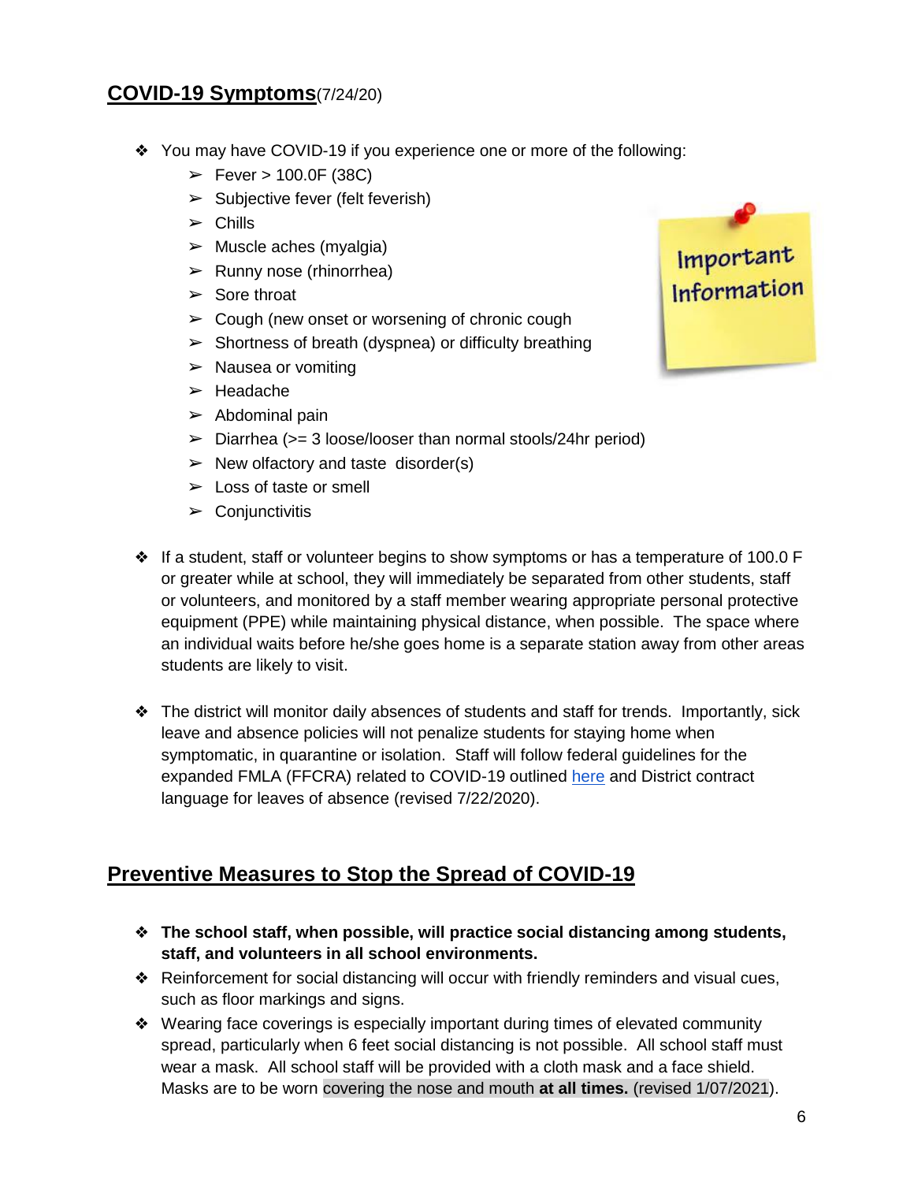## **COVID-19 Symptoms**(7/24/20)

- You may have COVID-19 if you experience one or more of the following:
  - Fever > 100.0F (38C)
  - Subjective fever (felt feverish)
  - Chills
  - Muscle aches (myalgia)
  - Runny nose (rhinorrhea)
  - Sore throat
  - Cough (new onset or worsening of chronic cough
  - Shortness of breath (dyspnea) or difficulty breathing
  - Nausea or vomiting
  - Headache
  - Abdominal pain
  - Diarrhea (>= 3 loose/looser than normal stools/24hr period)
  - New olfactory and taste disorder(s)
  - Loss of taste or smell
  - Conjunctivitis

- If a student, staff or volunteer begins to show symptoms or has a temperature of 100.0 F or greater while at school, they will immediately be separated from other students, staff or volunteers, and monitored by a staff member wearing appropriate personal protective equipment (PPE) while maintaining physical distance, when possible. The space where an individual waits before he/she goes home is a separate station away from other areas students are likely to visit.

- The district will monitor daily absences of students and staff for trends. Importantly, sick leave and absence policies will not penalize students for staying home when symptomatic, in quarantine or isolation. Staff will follow federal guidelines for the expanded FMLA (FFCRA) related to COVID-19 outlined here and District contract language for leaves of absence (revised 7/22/2020).

## **Preventive Measures to Stop the Spread of COVID-19**

- **The school staff, when possible, will practice social distancing among students, staff, and volunteers in all school environments.**
- Reinforcement for social distancing will occur with friendly reminders and visual cues, such as floor markings and signs.
- Wearing face coverings is especially important during times of elevated community spread, particularly when 6 feet social distancing is not possible. All school staff must wear a mask. All school staff will be provided with a cloth mask and a face shield. Masks are to be worn covering the nose and mouth **at all times.** (revised 1/07/2021).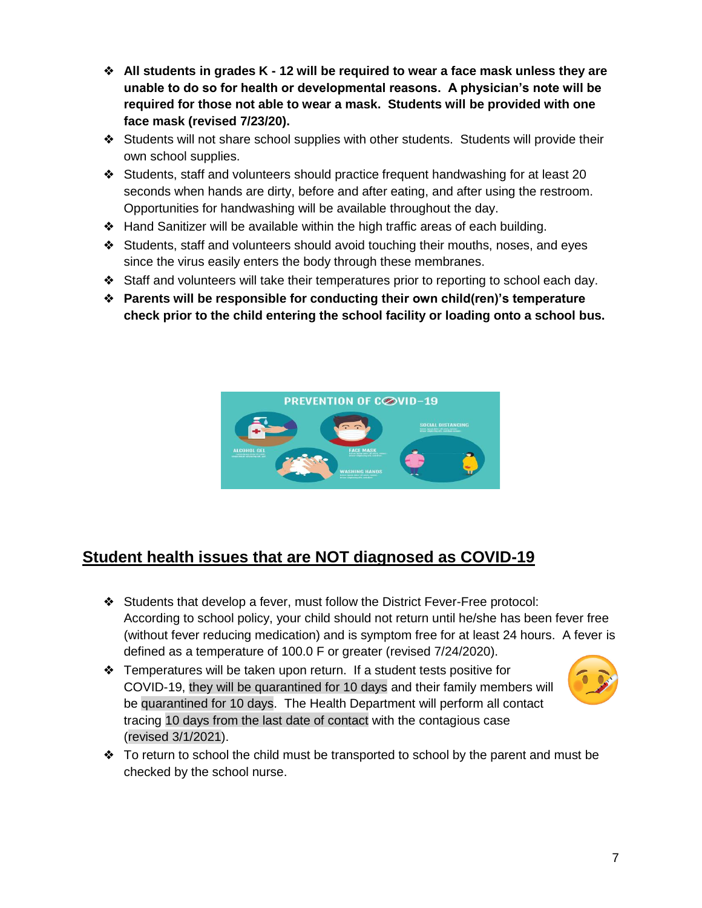- **All students in grades K - 12 will be required to wear a face mask unless they are unable to do so for health or developmental reasons. A physician's note will be required for those not able to wear a mask. Students will be provided with one face mask (revised 7/23/20).**
- Students will not share school supplies with other students. Students will provide their own school supplies.
- Students, staff and volunteers should practice frequent handwashing for at least 20 seconds when hands are dirty, before and after eating, and after using the restroom. Opportunities for handwashing will be available throughout the day.
- Hand Sanitizer will be available within the high traffic areas of each building.
- Students, staff and volunteers should avoid touching their mouths, noses, and eyes since the virus easily enters the body through these membranes.
- Staff and volunteers will take their temperatures prior to reporting to school each day.
- **Parents will be responsible for conducting their own child(ren)'s temperature check prior to the child entering the school facility or loading onto a school bus.**

## Student health issues that are NOT diagnosed as COVID-19

- Students that develop a fever, must follow the District Fever-Free protocol: According to school policy, your child should not return until he/she has been fever free (without fever reducing medication) and is symptom free for at least 24 hours. A fever is defined as a temperature of 100.0 F or greater (revised 7/24/2020).
- Temperatures will be taken upon return. If a student tests positive for COVID-19, they will be quarantined for 10 days and their family members will be quarantined for 10 days. The Health Department will perform all contact tracing 10 days from the last date of contact with the contagious case (revised 3/1/2021).
- To return to school the child must be transported to school by the parent and must be checked by the school nurse.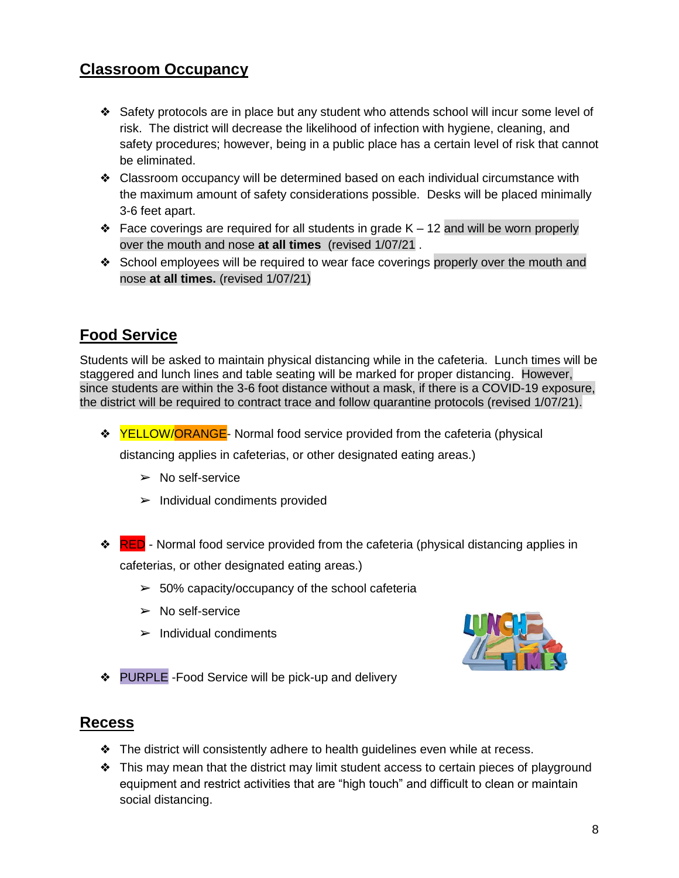## Classroom Occupancy

- Safety protocols are in place but any student who attends school will incur some level of risk. The district will decrease the likelihood of infection with hygiene, cleaning, and safety procedures; however, being in a public place has a certain level of risk that cannot be eliminated.
- Classroom occupancy will be determined based on each individual circumstance with the maximum amount of safety considerations possible. Desks will be placed minimally 3-6 feet apart.
- Face coverings are required for all students in grade K – 12 and will be worn properly over the mouth and nose **at all times** (revised 1/07/21) .
- School employees will be required to wear face coverings properly over the mouth and nose **at all times.** (revised 1/07/21)

## Food Service

Students will be asked to maintain physical distancing while in the cafeteria. Lunch times will be staggered and lunch lines and table seating will be marked for proper distancing. However, since students are within the 3-6 foot distance without a mask, if there is a COVID-19 exposure, the district will be required to contract trace and follow quarantine protocols (revised 1/07/21).

- YELLOW/ORANGE- Normal food service provided from the cafeteria (physical distancing applies in cafeterias, or other designated eating areas.)
  - No self-service
  - Individual condiments provided
- RED - Normal food service provided from the cafeteria (physical distancing applies in cafeterias, or other designated eating areas.)
  - 50% capacity/occupancy of the school cafeteria
  - No self-service
  - Individual condiments
- PURPLE -Food Service will be pick-up and delivery

## Recess

- The district will consistently adhere to health guidelines even while at recess.
- This may mean that the district may limit student access to certain pieces of playground equipment and restrict activities that are "high touch" and difficult to clean or maintain social distancing.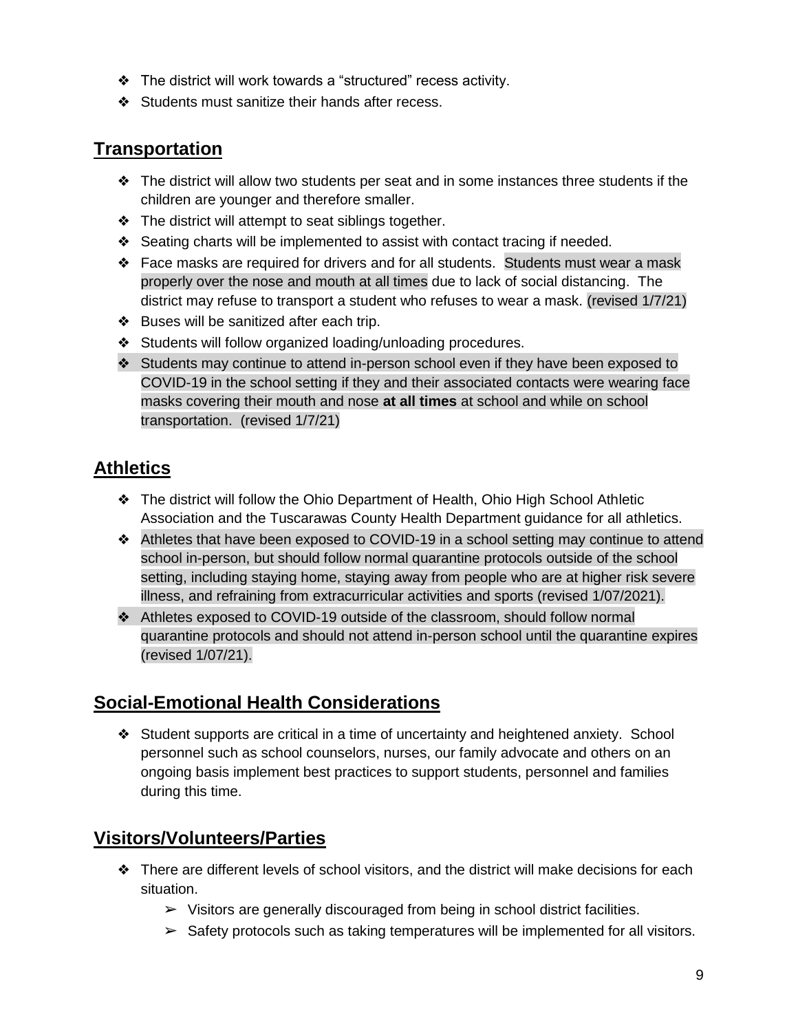- The district will work towards a "structured" recess activity.
- Students must sanitize their hands after recess.

## Transportation

- The district will allow two students per seat and in some instances three students if the children are younger and therefore smaller.
- The district will attempt to seat siblings together.
- Seating charts will be implemented to assist with contact tracing if needed.
- Face masks are required for drivers and for all students. Students must wear a mask properly over the nose and mouth at all times due to lack of social distancing. The district may refuse to transport a student who refuses to wear a mask. (revised 1/7/21)
- Buses will be sanitized after each trip.
- Students will follow organized loading/unloading procedures.
- Students may continue to attend in-person school even if they have been exposed to COVID-19 in the school setting if they and their associated contacts were wearing face masks covering their mouth and nose **at all times** at school and while on school transportation. (revised 1/7/21)

## Athletics

- The district will follow the Ohio Department of Health, Ohio High School Athletic Association and the Tuscarawas County Health Department guidance for all athletics.
- Athletes that have been exposed to COVID-19 in a school setting may continue to attend school in-person, but should follow normal quarantine protocols outside of the school setting, including staying home, staying away from people who are at higher risk severe illness, and refraining from extracurricular activities and sports (revised 1/07/2021).
- Athletes exposed to COVID-19 outside of the classroom, should follow normal quarantine protocols and should not attend in-person school until the quarantine expires (revised 1/07/21).

## Social-Emotional Health Considerations

- Student supports are critical in a time of uncertainty and heightened anxiety. School personnel such as school counselors, nurses, our family advocate and others on an ongoing basis implement best practices to support students, personnel and families during this time.

## Visitors/Volunteers/Parties

- There are different levels of school visitors, and the district will make decisions for each situation.
  - Visitors are generally discouraged from being in school district facilities.
  - Safety protocols such as taking temperatures will be implemented for all visitors.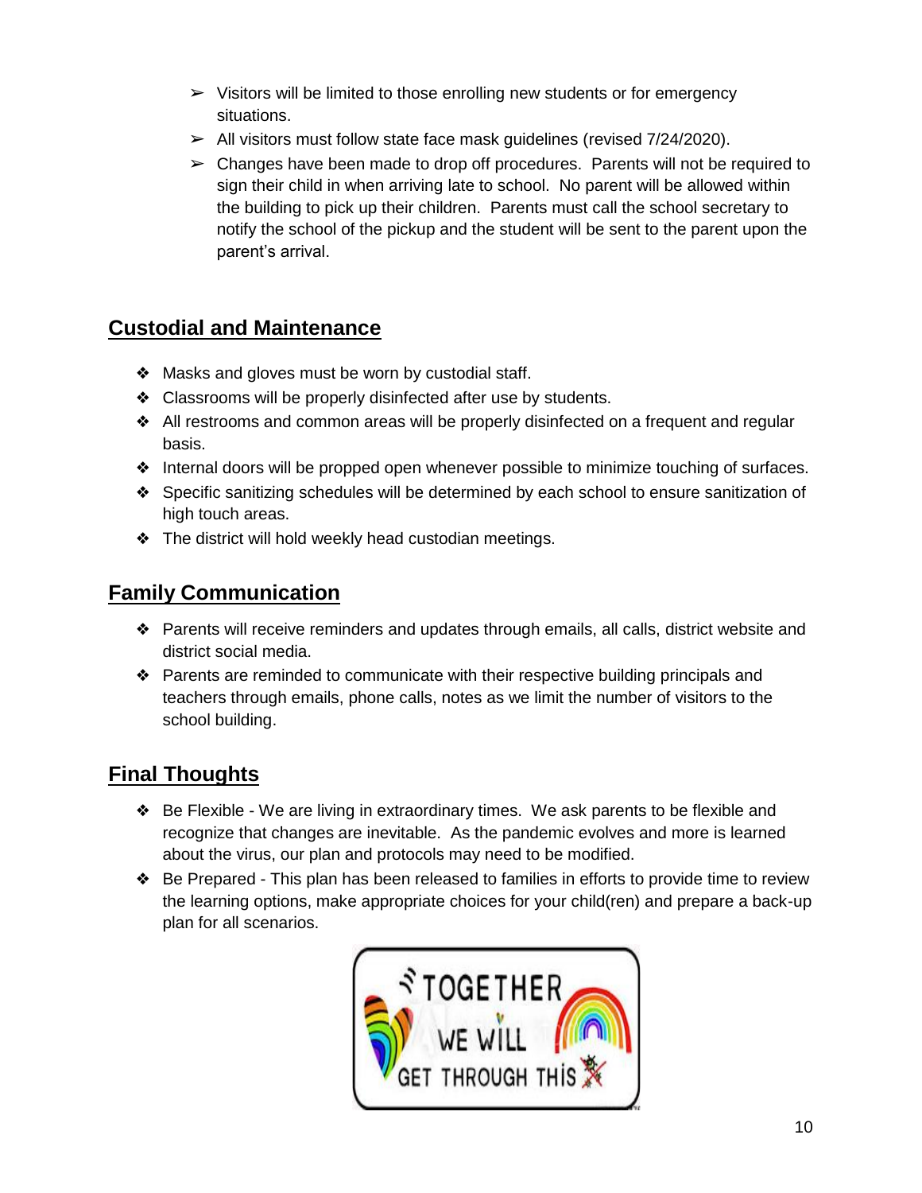- Visitors will be limited to those enrolling new students or for emergency situations.
- All visitors must follow state face mask guidelines (revised 7/24/2020).
- Changes have been made to drop off procedures. Parents will not be required to sign their child in when arriving late to school. No parent will be allowed within the building to pick up their children. Parents must call the school secretary to notify the school of the pickup and the student will be sent to the parent upon the parent's arrival.

## Custodial and Maintenance

- Masks and gloves must be worn by custodial staff.
- Classrooms will be properly disinfected after use by students.
- All restrooms and common areas will be properly disinfected on a frequent and regular basis.
- Internal doors will be propped open whenever possible to minimize touching of surfaces.
- Specific sanitizing schedules will be determined by each school to ensure sanitization of high touch areas.
- The district will hold weekly head custodian meetings.

## Family Communication

- Parents will receive reminders and updates through emails, all calls, district website and district social media.
- Parents are reminded to communicate with their respective building principals and teachers through emails, phone calls, notes as we limit the number of visitors to the school building.

## Final Thoughts

- Be Flexible - We are living in extraordinary times. We ask parents to be flexible and recognize that changes are inevitable. As the pandemic evolves and more is learned about the virus, our plan and protocols may need to be modified.
- Be Prepared - This plan has been released to families in efforts to provide time to review the learning options, make appropriate choices for your child(ren) and prepare a back-up plan for all scenarios.

TOGETHER WE WILL GET THROUGH THIS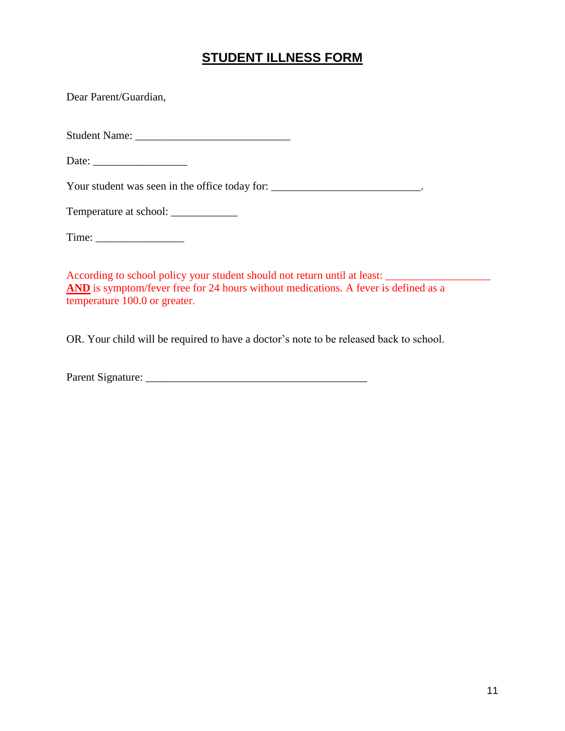# STUDENT ILLNESS FORM

Dear Parent/Guardian,

Student Name: ___________________________

Date: ________________

Your student was seen in the office today for: __________________________.

Temperature at school: ___________

Time: _______________

According to school policy your student should not return until at least: __________________ **AND** is symptom/fever free for 24 hours without medications. A fever is defined as a temperature 100.0 or greater.

OR. Your child will be required to have a doctor's note to be released back to school.

Parent Signature: ______________________________________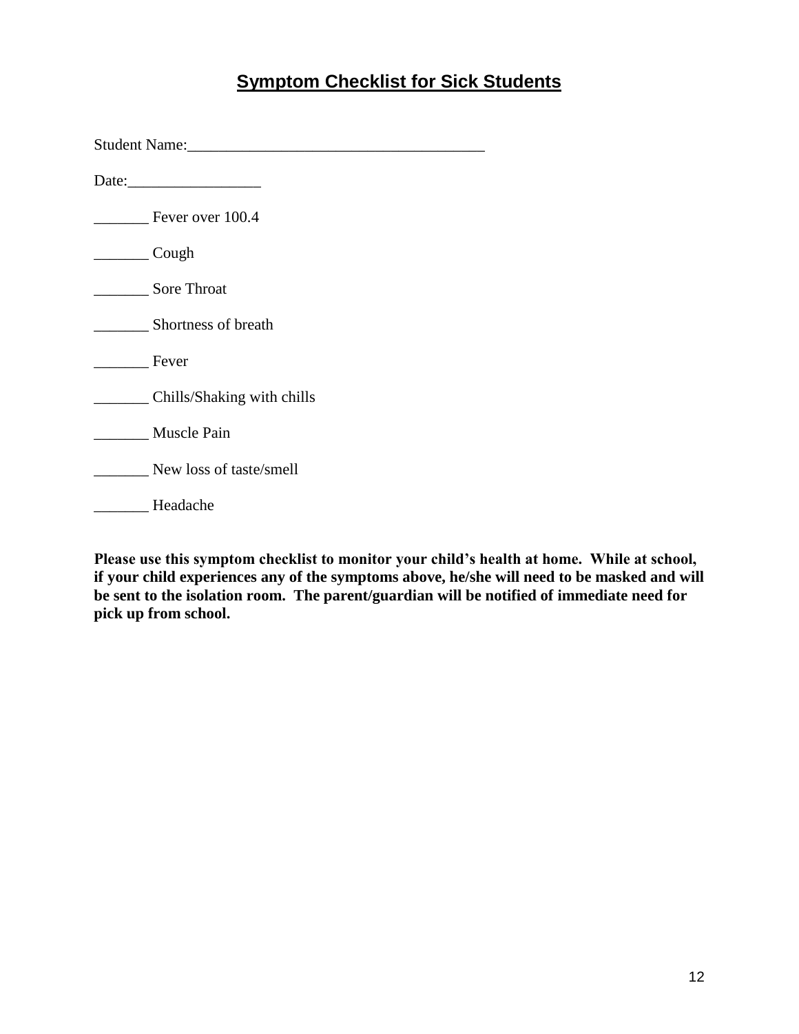# Symptom Checklist for Sick Students

Student Name:______________________________________

Date:_________________

_______ Fever over 100.4

_______ Cough

_______ Sore Throat

_______ Shortness of breath

_______ Fever

_______ Chills/Shaking with chills

_______ Muscle Pain

_______ New loss of taste/smell

_______ Headache

**Please use this symptom checklist to monitor your child's health at home. While at school, if your child experiences any of the symptoms above, he/she will need to be masked and will be sent to the isolation room. The parent/guardian will be notified of immediate need for pick up from school.**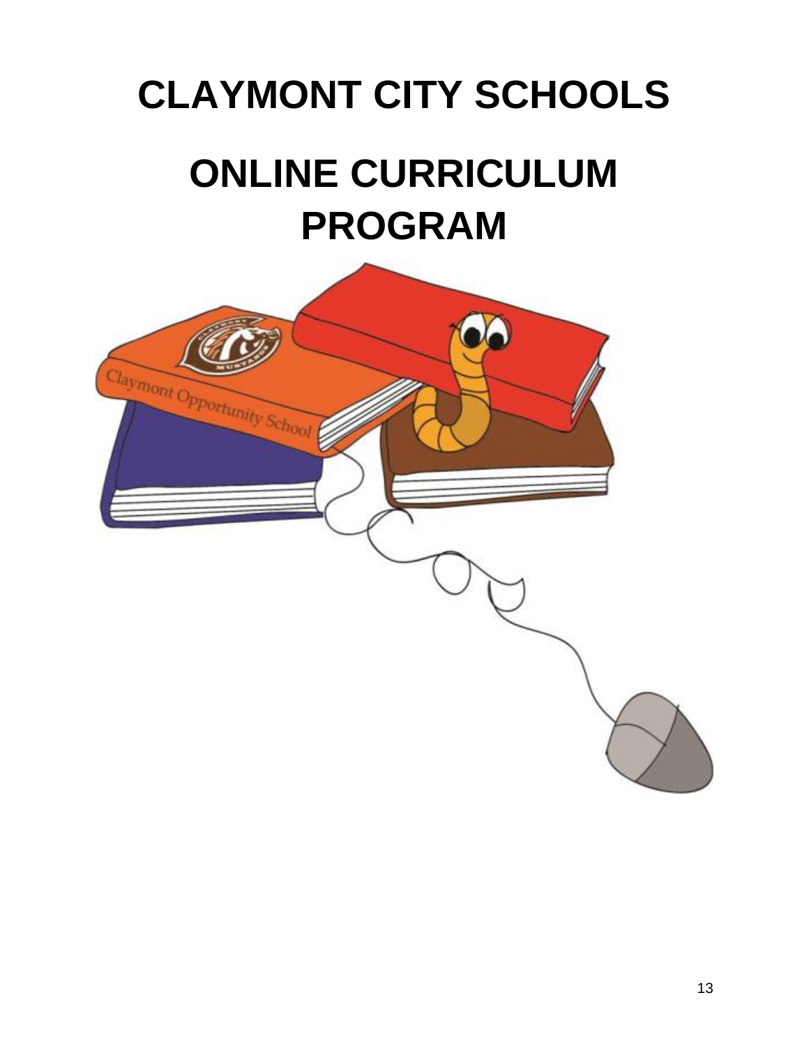# CLAYMONT CITY SCHOOLS

# ONLINE CURRICULUM PROGRAM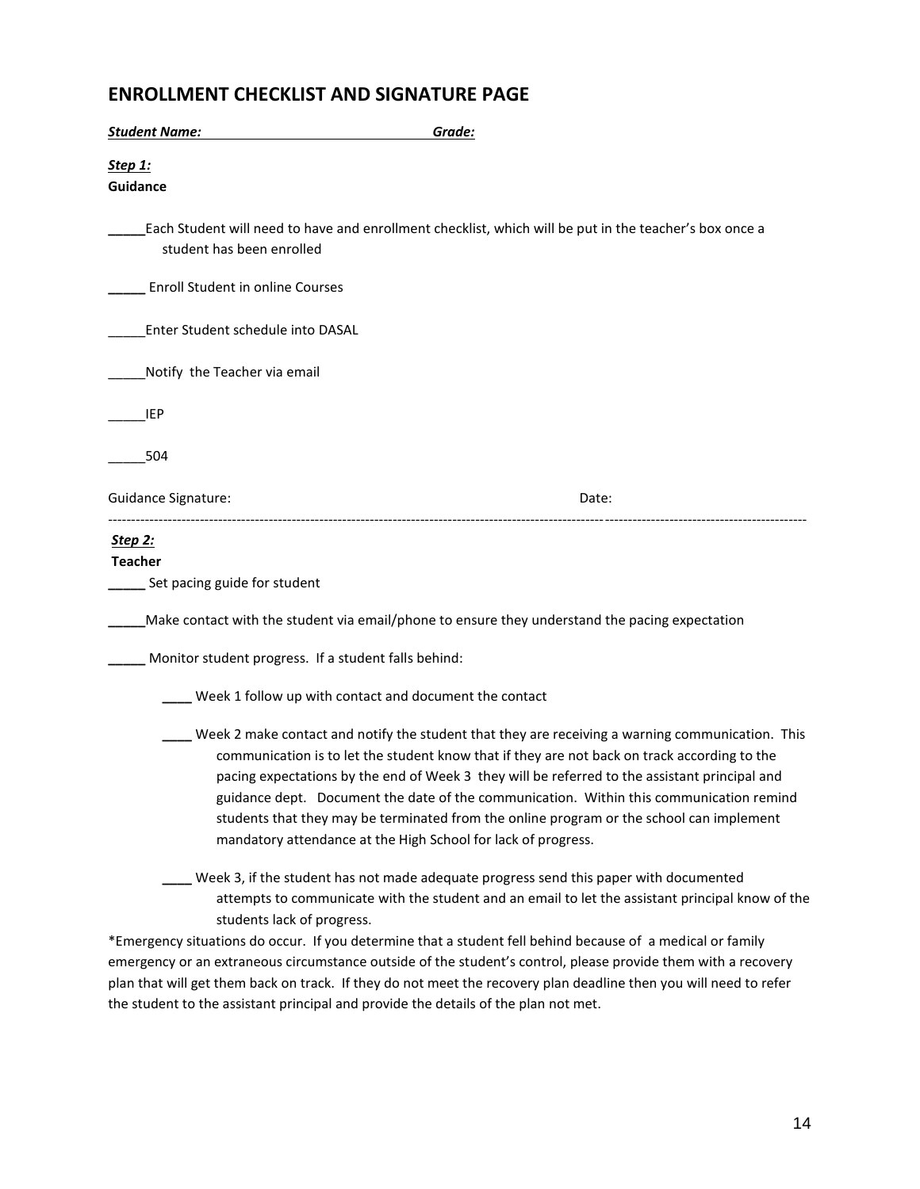## ENROLLMENT CHECKLIST AND SIGNATURE PAGE

***Student Name:*** ______________________________ ***Grade:***

***Step 1:***

**Guidance**

_____Each Student will need to have and enrollment checklist, which will be put in the teacher's box once a student has been enrolled

_____ Enroll Student in online Courses

_____Enter Student schedule into DASAL

_____Notify the Teacher via email

_____IEP

_____504

Guidance Signature: Date:

---

***Step 2:***

**Teacher**

_____ Set pacing guide for student

_____Make contact with the student via email/phone to ensure they understand the pacing expectation

_____ Monitor student progress. If a student falls behind:

- ____ Week 1 follow up with contact and document the contact
- ____ Week 2 make contact and notify the student that they are receiving a warning communication. This communication is to let the student know that if they are not back on track according to the pacing expectations by the end of Week 3 they will be referred to the assistant principal and guidance dept. Document the date of the communication. Within this communication remind students that they may be terminated from the online program or the school can implement mandatory attendance at the High School for lack of progress.
- ____ Week 3, if the student has not made adequate progress send this paper with documented attempts to communicate with the student and an email to let the assistant principal know of the students lack of progress.

*Emergency situations do occur. If you determine that a student fell behind because of a medical or family emergency or an extraneous circumstance outside of the student's control, please provide them with a recovery plan that will get them back on track. If they do not meet the recovery plan deadline then you will need to refer the student to the assistant principal and provide the details of the plan not met.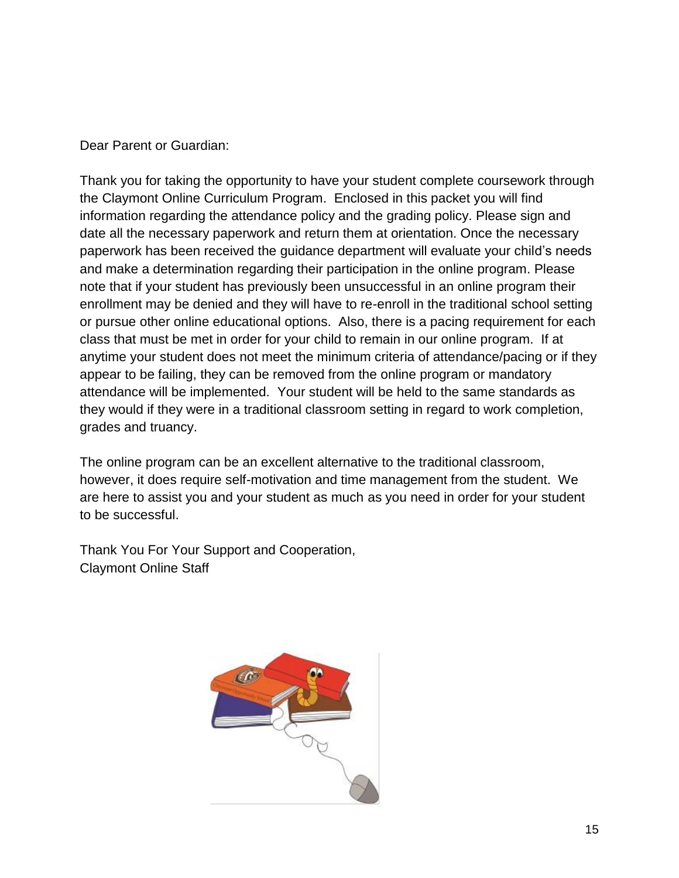Dear Parent or Guardian:

Thank you for taking the opportunity to have your student complete coursework through the Claymont Online Curriculum Program. Enclosed in this packet you will find information regarding the attendance policy and the grading policy. Please sign and date all the necessary paperwork and return them at orientation. Once the necessary paperwork has been received the guidance department will evaluate your child's needs and make a determination regarding their participation in the online program. Please note that if your student has previously been unsuccessful in an online program their enrollment may be denied and they will have to re-enroll in the traditional school setting or pursue other online educational options. Also, there is a pacing requirement for each class that must be met in order for your child to remain in our online program. If at anytime your student does not meet the minimum criteria of attendance/pacing or if they appear to be failing, they can be removed from the online program or mandatory attendance will be implemented. Your student will be held to the same standards as they would if they were in a traditional classroom setting in regard to work completion, grades and truancy.

The online program can be an excellent alternative to the traditional classroom, however, it does require self-motivation and time management from the student. We are here to assist you and your student as much as you need in order for your student to be successful.

Thank You For Your Support and Cooperation,
Claymont Online Staff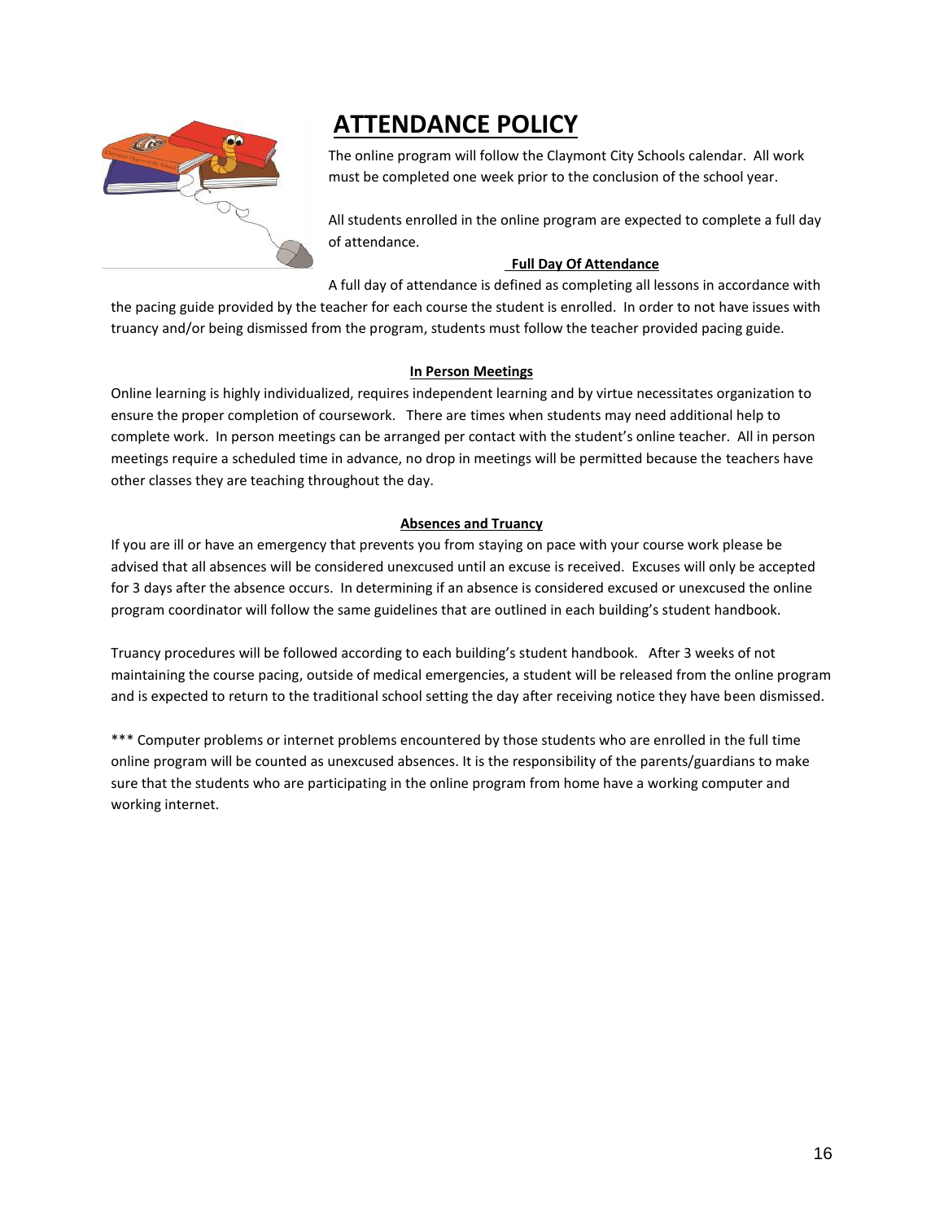# ATTENDANCE POLICY

The online program will follow the Claymont City Schools calendar. All work must be completed one week prior to the conclusion of the school year.

All students enrolled in the online program are expected to complete a full day of attendance.

### Full Day Of Attendance

A full day of attendance is defined as completing all lessons in accordance with the pacing guide provided by the teacher for each course the student is enrolled. In order to not have issues with truancy and/or being dismissed from the program, students must follow the teacher provided pacing guide.

### In Person Meetings

Online learning is highly individualized, requires independent learning and by virtue necessitates organization to ensure the proper completion of coursework. There are times when students may need additional help to complete work. In person meetings can be arranged per contact with the student's online teacher. All in person meetings require a scheduled time in advance, no drop in meetings will be permitted because the teachers have other classes they are teaching throughout the day.

### Absences and Truancy

If you are ill or have an emergency that prevents you from staying on pace with your course work please be advised that all absences will be considered unexcused until an excuse is received. Excuses will only be accepted for 3 days after the absence occurs. In determining if an absence is considered excused or unexcused the online program coordinator will follow the same guidelines that are outlined in each building's student handbook.

Truancy procedures will be followed according to each building's student handbook. After 3 weeks of not maintaining the course pacing, outside of medical emergencies, a student will be released from the online program and is expected to return to the traditional school setting the day after receiving notice they have been dismissed.

*** Computer problems or internet problems encountered by those students who are enrolled in the full time online program will be counted as unexcused absences. It is the responsibility of the parents/guardians to make sure that the students who are participating in the online program from home have a working computer and working internet.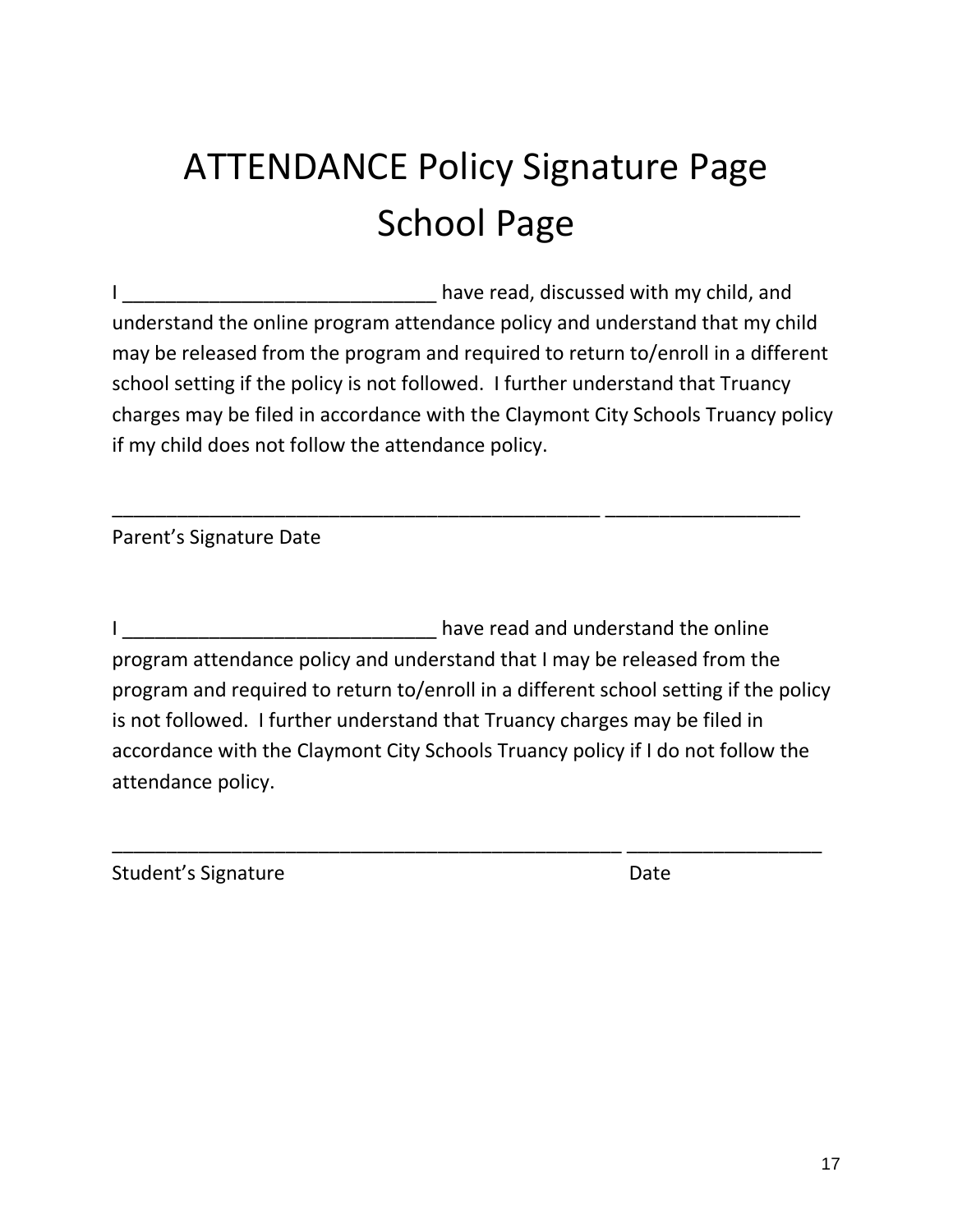# ATTENDANCE Policy Signature Page
# School Page

I ______________________________ have read, discussed with my child, and understand the online program attendance policy and understand that my child may be released from the program and required to return to/enroll in a different school setting if the policy is not followed. I further understand that Truancy charges may be filed in accordance with the Claymont City Schools Truancy policy if my child does not follow the attendance policy.

______________________________________________ __________________

Parent's Signature Date

I ______________________________ have read and understand the online program attendance policy and understand that I may be released from the program and required to return to/enroll in a different school setting if the policy is not followed. I further understand that Truancy charges may be filed in accordance with the Claymont City Schools Truancy policy if I do not follow the attendance policy.

________________________________________________ __________________

Student's Signature Date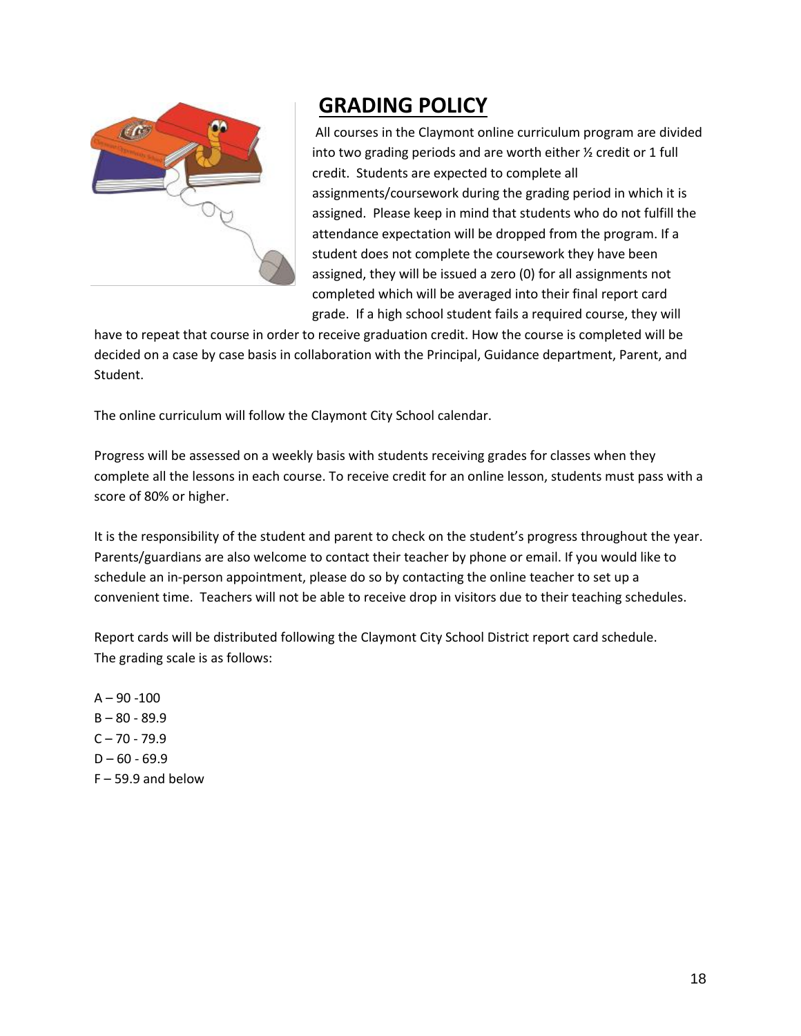# GRADING POLICY

All courses in the Claymont online curriculum program are divided into two grading periods and are worth either ½ credit or 1 full credit. Students are expected to complete all assignments/coursework during the grading period in which it is assigned. Please keep in mind that students who do not fulfill the attendance expectation will be dropped from the program. If a student does not complete the coursework they have been assigned, they will be issued a zero (0) for all assignments not completed which will be averaged into their final report card grade. If a high school student fails a required course, they will have to repeat that course in order to receive graduation credit. How the course is completed will be decided on a case by case basis in collaboration with the Principal, Guidance department, Parent, and Student.

The online curriculum will follow the Claymont City School calendar.

Progress will be assessed on a weekly basis with students receiving grades for classes when they complete all the lessons in each course. To receive credit for an online lesson, students must pass with a score of 80% or higher.

It is the responsibility of the student and parent to check on the student's progress throughout the year. Parents/guardians are also welcome to contact their teacher by phone or email. If you would like to schedule an in-person appointment, please do so by contacting the online teacher to set up a convenient time. Teachers will not be able to receive drop in visitors due to their teaching schedules.

Report cards will be distributed following the Claymont City School District report card schedule.
The grading scale is as follows:

A – 90 -100
B – 80 - 89.9
C – 70 - 79.9
D – 60 - 69.9
F – 59.9 and below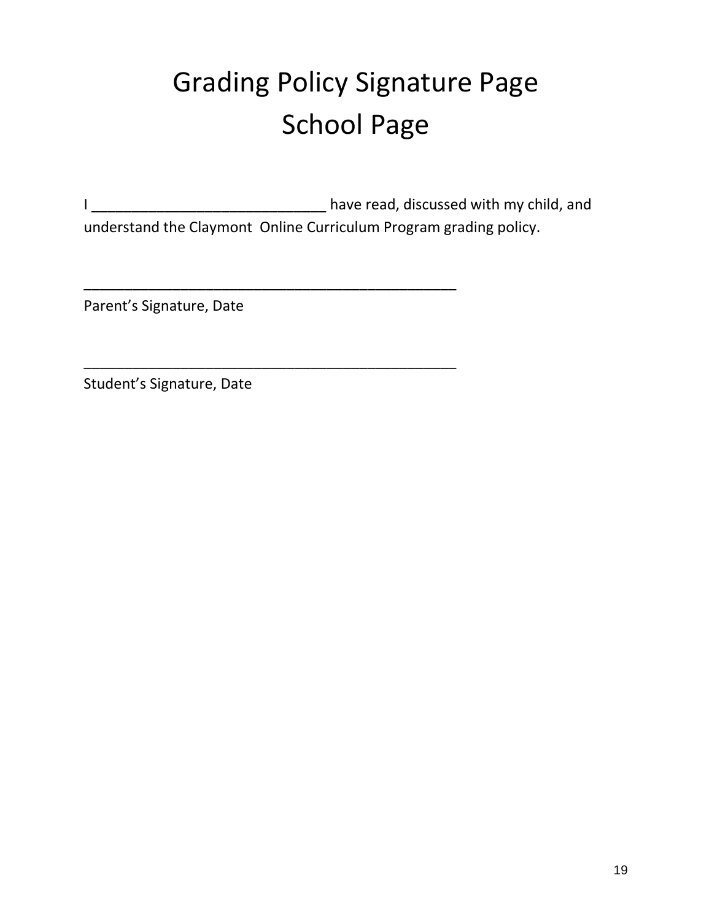# Grading Policy Signature Page
# School Page

I ______________________________ have read, discussed with my child, and understand the Claymont  Online Curriculum Program grading policy.

_______________________________________________
Parent's Signature, Date

_______________________________________________
Student's Signature, Date